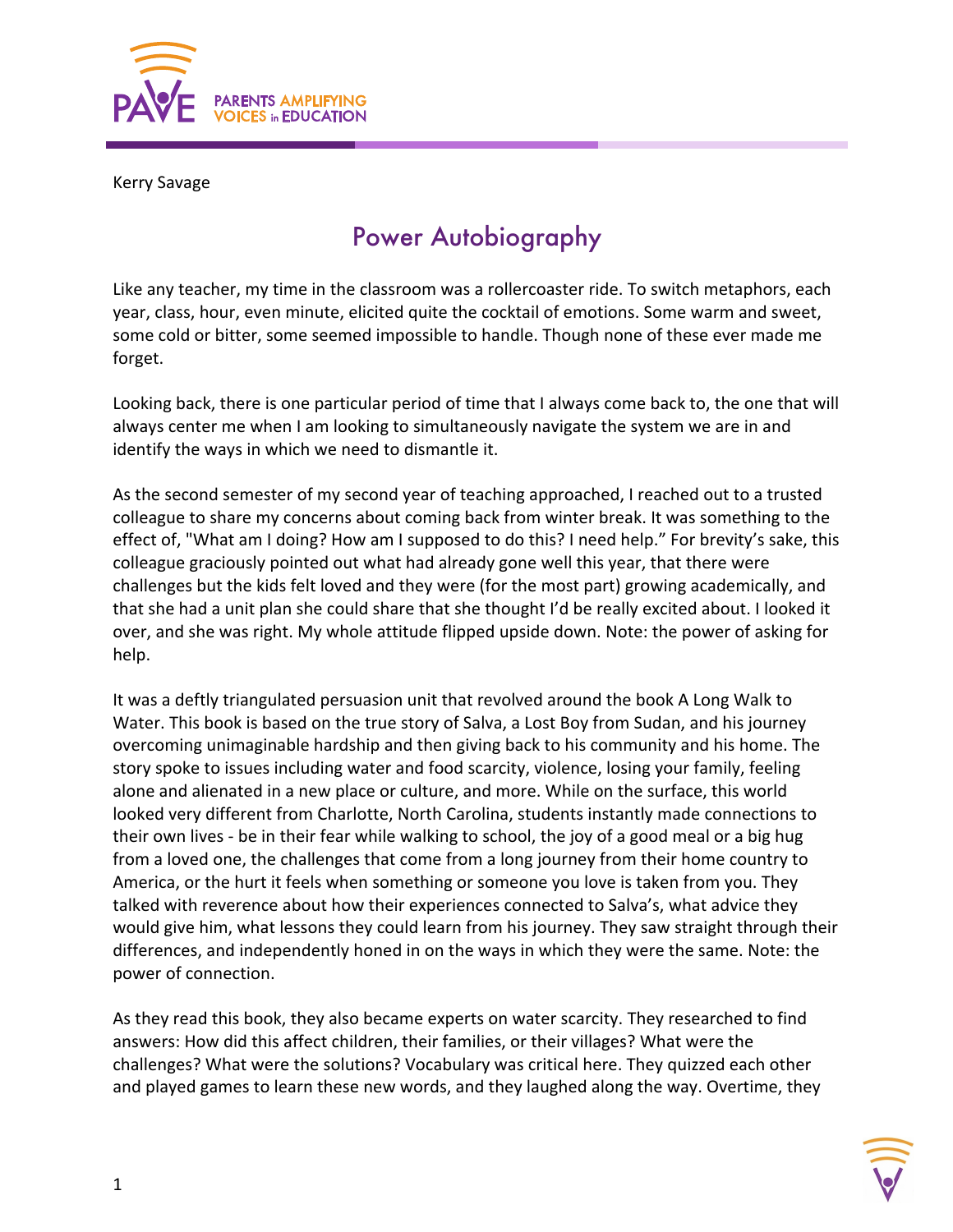Kerry Savage

# Power Autobiography

Like any teacher, my time in the classroom was a rollercoaster ride. To switch metaphors, each year, class, hour, even minute, elicited quite the cocktail of emotions. Some warm and sweet, some cold or bitter, some seemed impossible to handle. Though none of these ever made me forget.

Looking back, there is one particular period of time that I always come back to, the one that will always center me when I am looking to simultaneously navigate the system we are in and identify the ways in which we need to dismantle it.

As the second semester of my second year of teaching approached, I reached out to a trusted colleague to share my concerns about coming back from winter break. It was something to the effect of, "What am I doing? How am I supposed to do this? I need help." For brevity's sake, this colleague graciously pointed out what had already gone well this year, that there were challenges but the kids felt loved and they were (for the most part) growing academically, and that she had a unit plan she could share that she thought I'd be really excited about. I looked it over, and she was right. My whole attitude flipped upside down. Note: the power of asking for help.

It was a deftly triangulated persuasion unit that revolved around the book A Long Walk to Water. This book is based on the true story of Salva, a Lost Boy from Sudan, and his journey overcoming unimaginable hardship and then giving back to his community and his home. The story spoke to issues including water and food scarcity, violence, losing your family, feeling alone and alienated in a new place or culture, and more. While on the surface, this world looked very different from Charlotte, North Carolina, students instantly made connections to their own lives - be in their fear while walking to school, the joy of a good meal or a big hug from a loved one, the challenges that come from a long journey from their home country to America, or the hurt it feels when something or someone you love is taken from you. They talked with reverence about how their experiences connected to Salva's, what advice they would give him, what lessons they could learn from his journey. They saw straight through their differences, and independently honed in on the ways in which they were the same. Note: the power of connection.

As they read this book, they also became experts on water scarcity. They researched to find answers: How did this affect children, their families, or their villages? What were the challenges? What were the solutions? Vocabulary was critical here. They quizzed each other and played games to learn these new words, and they laughed along the way. Overtime, they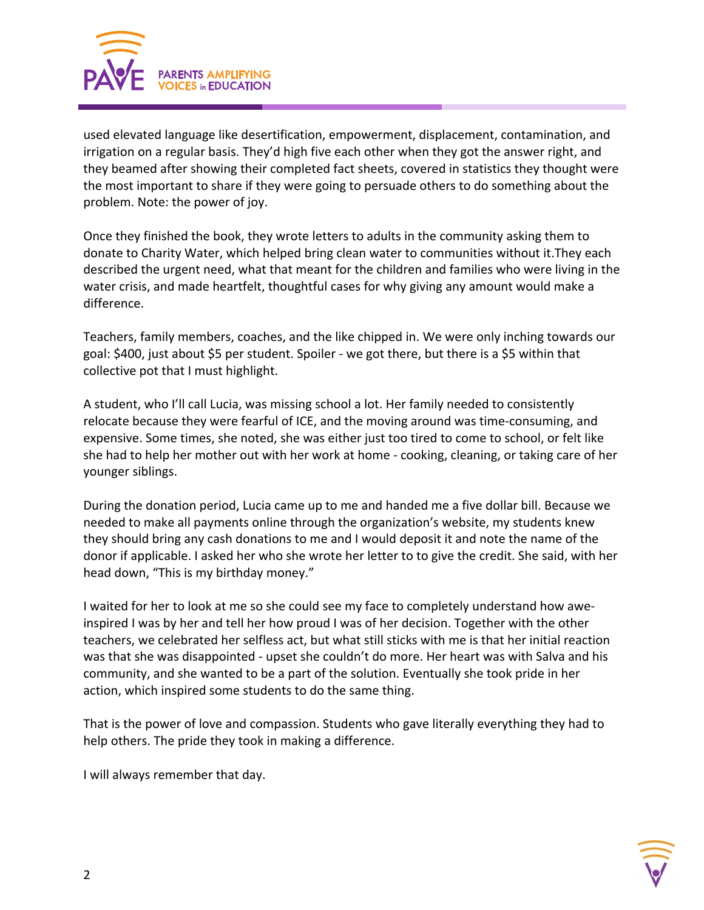used elevated language like desertification, empowerment, displacement, contamination, and irrigation on a regular basis. They'd high five each other when they got the answer right, and they beamed after showing their completed fact sheets, covered in statistics they thought were the most important to share if they were going to persuade others to do something about the problem. Note: the power of joy.

Once they finished the book, they wrote letters to adults in the community asking them to donate to Charity Water, which helped bring clean water to communities without it.They each described the urgent need, what that meant for the children and families who were living in the water crisis, and made heartfelt, thoughtful cases for why giving any amount would make a difference.

Teachers, family members, coaches, and the like chipped in. We were only inching towards our goal: $400, just about $5 per student. Spoiler - we got there, but there is a $5 within that collective pot that I must highlight.

A student, who I'll call Lucia, was missing school a lot. Her family needed to consistently relocate because they were fearful of ICE, and the moving around was time-consuming, and expensive. Some times, she noted, she was either just too tired to come to school, or felt like she had to help her mother out with her work at home - cooking, cleaning, or taking care of her younger siblings.

During the donation period, Lucia came up to me and handed me a five dollar bill. Because we needed to make all payments online through the organization's website, my students knew they should bring any cash donations to me and I would deposit it and note the name of the donor if applicable. I asked her who she wrote her letter to to give the credit. She said, with her head down, "This is my birthday money."

I waited for her to look at me so she could see my face to completely understand how awe-inspired I was by her and tell her how proud I was of her decision. Together with the other teachers, we celebrated her selfless act, but what still sticks with me is that her initial reaction was that she was disappointed - upset she couldn't do more. Her heart was with Salva and his community, and she wanted to be a part of the solution. Eventually she took pride in her action, which inspired some students to do the same thing.

That is the power of love and compassion. Students who gave literally everything they had to help others. The pride they took in making a difference.

I will always remember that day.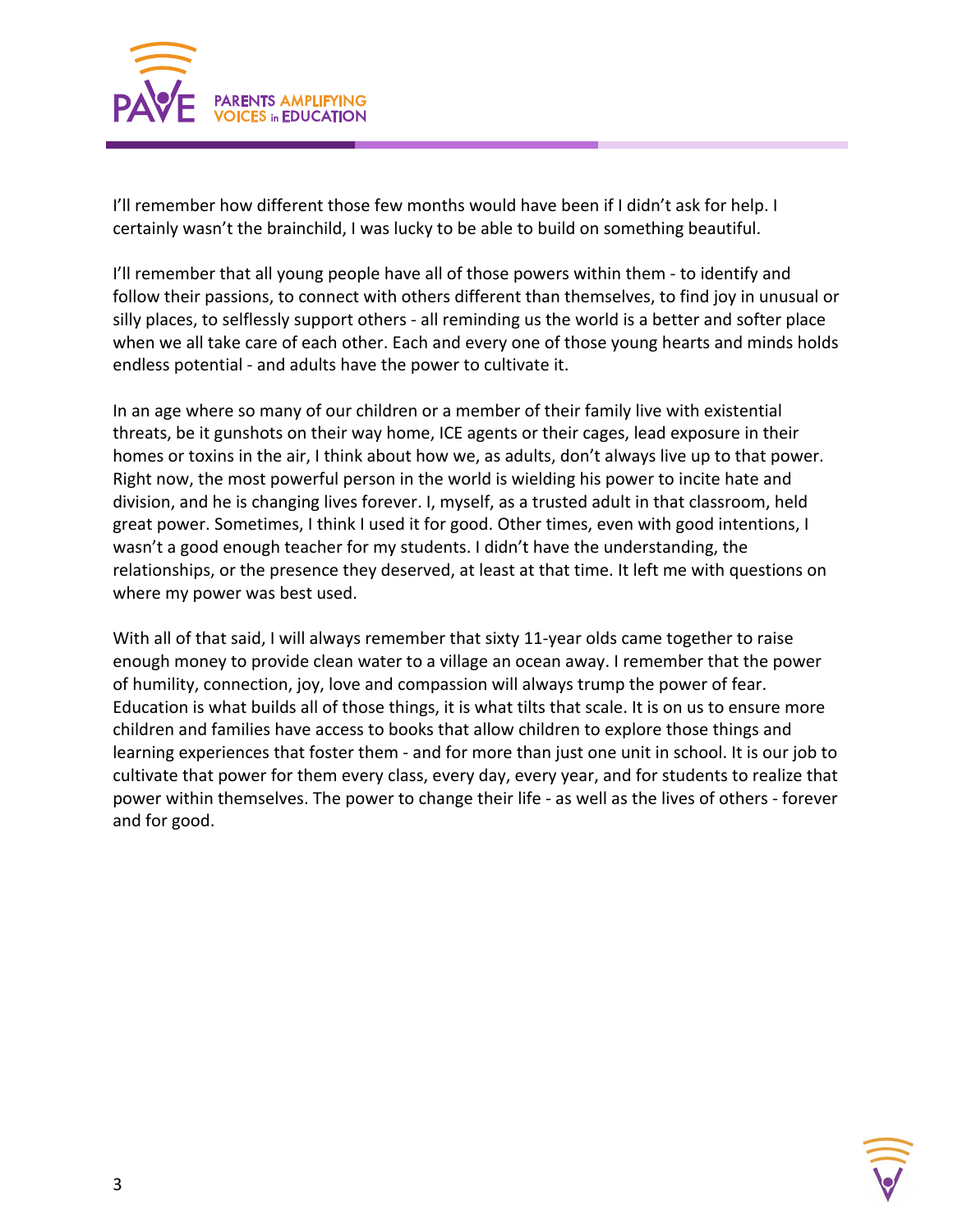I'll remember how different those few months would have been if I didn't ask for help. I certainly wasn't the brainchild, I was lucky to be able to build on something beautiful.

I'll remember that all young people have all of those powers within them - to identify and follow their passions, to connect with others different than themselves, to find joy in unusual or silly places, to selflessly support others - all reminding us the world is a better and softer place when we all take care of each other. Each and every one of those young hearts and minds holds endless potential - and adults have the power to cultivate it.

In an age where so many of our children or a member of their family live with existential threats, be it gunshots on their way home, ICE agents or their cages, lead exposure in their homes or toxins in the air, I think about how we, as adults, don't always live up to that power. Right now, the most powerful person in the world is wielding his power to incite hate and division, and he is changing lives forever. I, myself, as a trusted adult in that classroom, held great power. Sometimes, I think I used it for good. Other times, even with good intentions, I wasn't a good enough teacher for my students. I didn't have the understanding, the relationships, or the presence they deserved, at least at that time. It left me with questions on where my power was best used.

With all of that said, I will always remember that sixty 11-year olds came together to raise enough money to provide clean water to a village an ocean away. I remember that the power of humility, connection, joy, love and compassion will always trump the power of fear. Education is what builds all of those things, it is what tilts that scale. It is on us to ensure more children and families have access to books that allow children to explore those things and learning experiences that foster them - and for more than just one unit in school. It is our job to cultivate that power for them every class, every day, every year, and for students to realize that power within themselves. The power to change their life - as well as the lives of others - forever and for good.